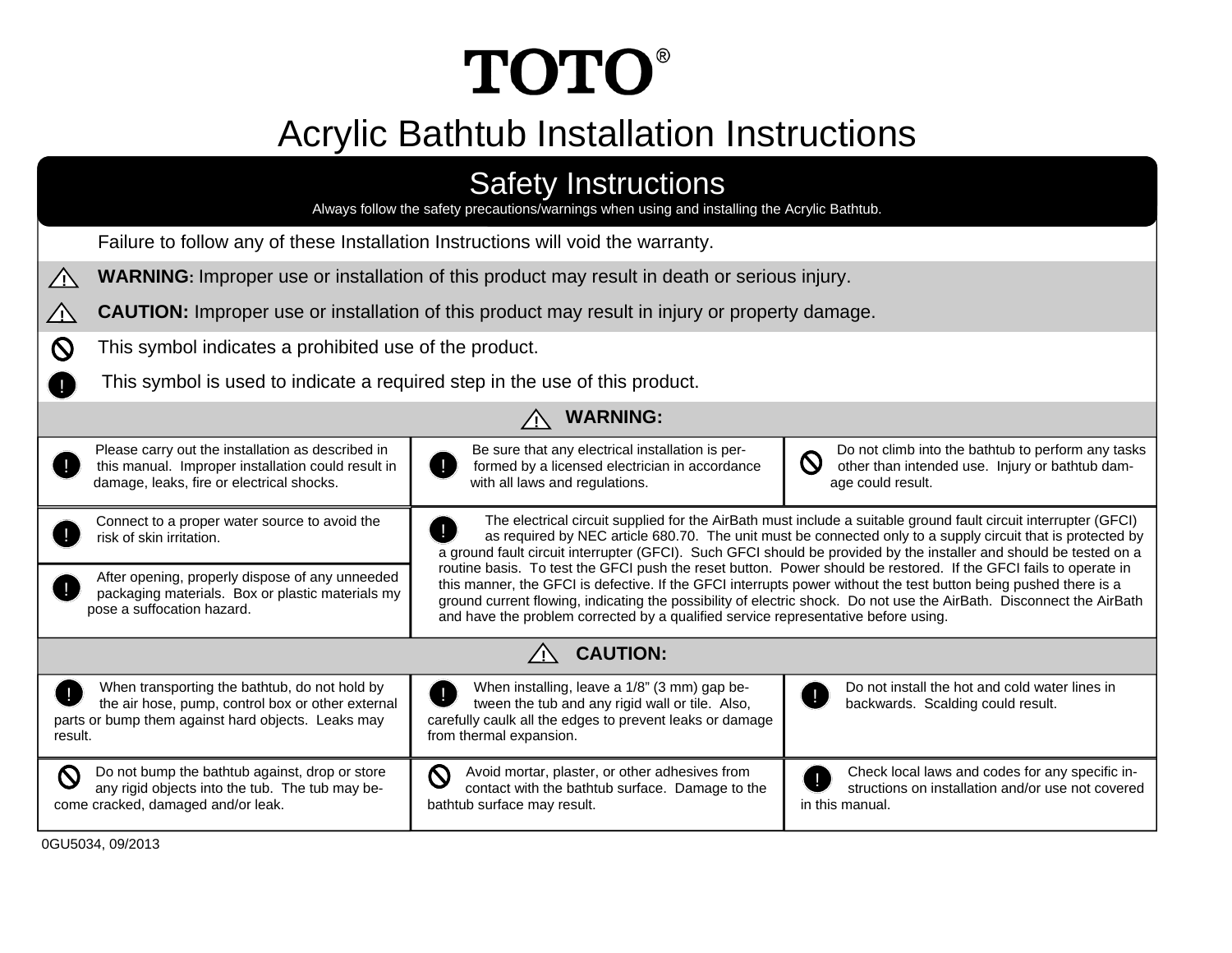# TOTO®

# Acrylic Bathtub Installation Instructions

## Safety Instructions

Always follow the safety precautions/warnings when using and installing the Acrylic Bathtub.

Failure to follow any of these Installation Instructions will void the warranty.

⚠ **WARNING:** Improper use or installation of this product may result in death or serious injury.

⚠ **CAUTION:** Improper use or installation of this product may result in injury or property damage.

⊘ This symbol indicates a prohibited use of the product.

! This symbol is used to indicate a required step in the use of this product.

### ⚠ WARNING:

! Please carry out the installation as described in this manual. Improper installation could result in damage, leaks, fire or electrical shocks.

! Be sure that any electrical installation is performed by a licensed electrician in accordance with all laws and regulations.

⊘ Do not climb into the bathtub to perform any tasks other than intended use. Injury or bathtub damage could result.

! Connect to a proper water source to avoid the risk of skin irritation.

! After opening, properly dispose of any unneeded packaging materials. Box or plastic materials my pose a suffocation hazard.

! The electrical circuit supplied for the AirBath must include a suitable ground fault circuit interrupter (GFCI) as required by NEC article 680.70. The unit must be connected only to a supply circuit that is protected by a ground fault circuit interrupter (GFCI). Such GFCI should be provided by the installer and should be tested on a routine basis. To test the GFCI push the reset button. Power should be restored. If the GFCI fails to operate in this manner, the GFCI is defective. If the GFCI interrupts power without the test button being pushed there is a ground current flowing, indicating the possibility of electric shock. Do not use the AirBath. Disconnect the AirBath and have the problem corrected by a qualified service representative before using.

### ⚠ CAUTION:

! When transporting the bathtub, do not hold by the air hose, pump, control box or other external parts or bump them against hard objects. Leaks may result.

! When installing, leave a 1/8" (3 mm) gap between the tub and any rigid wall or tile. Also, carefully caulk all the edges to prevent leaks or damage from thermal expansion.

! Do not install the hot and cold water lines in backwards. Scalding could result.

⊘ Do not bump the bathtub against, drop or store any rigid objects into the tub. The tub may become cracked, damaged and/or leak.

⊘ Avoid mortar, plaster, or other adhesives from contact with the bathtub surface. Damage to the bathtub surface may result.

! Check local laws and codes for any specific instructions on installation and/or use not covered in this manual.

0GU5034, 09/2013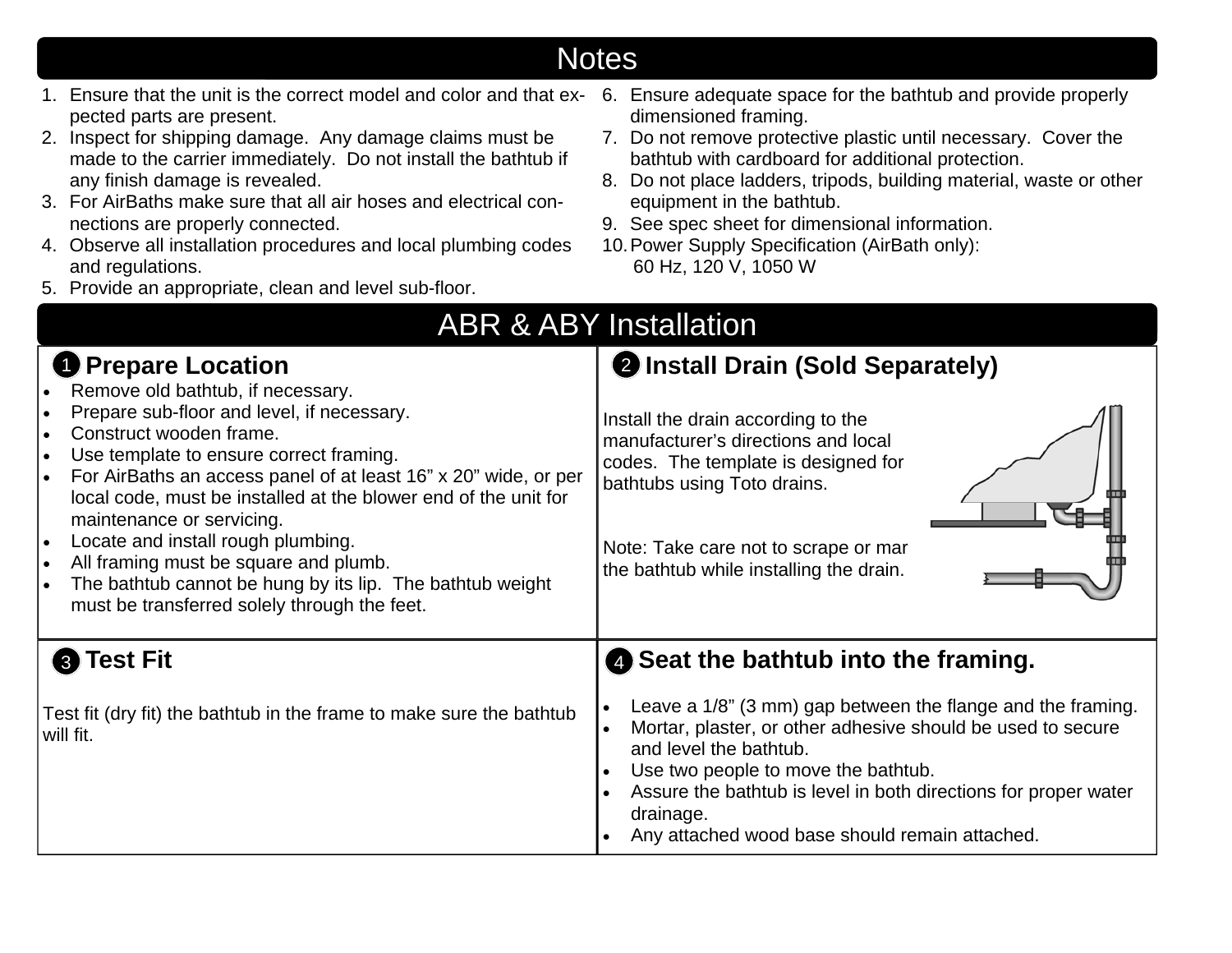## Notes

1. Ensure that the unit is the correct model and color and that expected parts are present.
2. Inspect for shipping damage. Any damage claims must be made to the carrier immediately. Do not install the bathtub if any finish damage is revealed.
3. For AirBaths make sure that all air hoses and electrical connections are properly connected.
4. Observe all installation procedures and local plumbing codes and regulations.
5. Provide an appropriate, clean and level sub-floor.
6. Ensure adequate space for the bathtub and provide properly dimensioned framing.
7. Do not remove protective plastic until necessary. Cover the bathtub with cardboard for additional protection.
8. Do not place ladders, tripods, building material, waste or other equipment in the bathtub.
9. See spec sheet for dimensional information.
10. Power Supply Specification (AirBath only):
    60 Hz, 120 V, 1050 W

## ABR & ABY Installation

### 1 Prepare Location

- Remove old bathtub, if necessary.
- Prepare sub-floor and level, if necessary.
- Construct wooden frame.
- Use template to ensure correct framing.
- For AirBaths an access panel of at least 16" x 20" wide, or per local code, must be installed at the blower end of the unit for maintenance or servicing.
- Locate and install rough plumbing.
- All framing must be square and plumb.
- The bathtub cannot be hung by its lip. The bathtub weight must be transferred solely through the feet.

### 2 Install Drain (Sold Separately)

Install the drain according to the manufacturer's directions and local codes. The template is designed for bathtubs using Toto drains.

Note: Take care not to scrape or mar the bathtub while installing the drain.

### 3 Test Fit

Test fit (dry fit) the bathtub in the frame to make sure the bathtub will fit.

### 4 Seat the bathtub into the framing.

- Leave a 1/8" (3 mm) gap between the flange and the framing.
- Mortar, plaster, or other adhesive should be used to secure and level the bathtub.
- Use two people to move the bathtub.
- Assure the bathtub is level in both directions for proper water drainage.
- Any attached wood base should remain attached.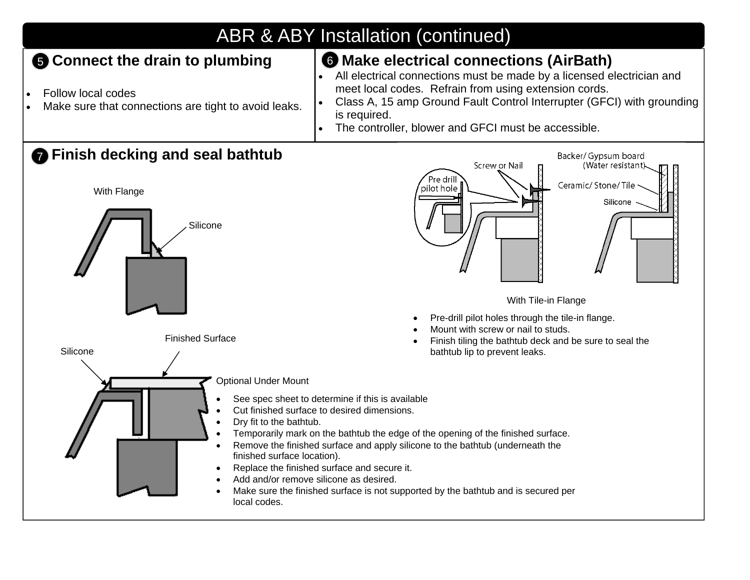# ABR & ABY Installation (continued)

## 5 Connect the drain to plumbing

- Follow local codes
- Make sure that connections are tight to avoid leaks.

## 6 Make electrical connections (AirBath)

- All electrical connections must be made by a licensed electrician and meet local codes. Refrain from using extension cords.
- Class A, 15 amp Ground Fault Control Interrupter (GFCI) with grounding is required.
- The controller, blower and GFCI must be accessible.

## 7 Finish decking and seal bathtub

With Flange

Silicone

Screw or Nail

Pre drill pilot hole

Backer/ Gypsum board (Water resistant)

Ceramic/ Stone/ Tile

Silicone

With Tile-in Flange

- Pre-drill pilot holes through the tile-in flange.
- Mount with screw or nail to studs.
- Finish tiling the bathtub deck and be sure to seal the bathtub lip to prevent leaks.

Finished Surface

Silicone

Optional Under Mount

- See spec sheet to determine if this is available
- Cut finished surface to desired dimensions.
- Dry fit to the bathtub.
- Temporarily mark on the bathtub the edge of the opening of the finished surface.
- Remove the finished surface and apply silicone to the bathtub (underneath the finished surface location).
- Replace the finished surface and secure it.
- Add and/or remove silicone as desired.
- Make sure the finished surface is not supported by the bathtub and is secured per local codes.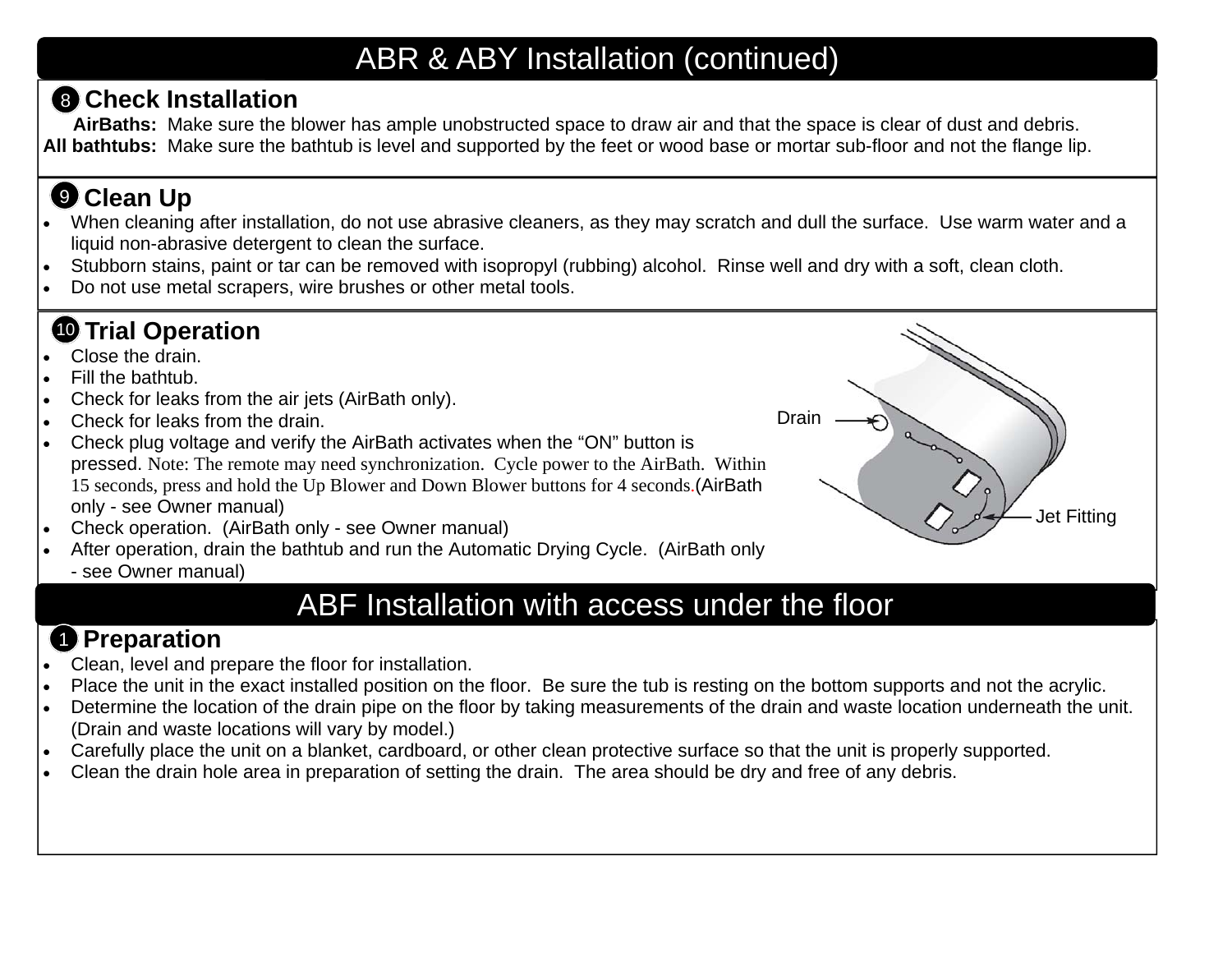# ABR & ABY Installation (continued)

## 8 Check Installation

**AirBaths:** Make sure the blower has ample unobstructed space to draw air and that the space is clear of dust and debris.

**All bathtubs:** Make sure the bathtub is level and supported by the feet or wood base or mortar sub-floor and not the flange lip.

## 9 Clean Up

- When cleaning after installation, do not use abrasive cleaners, as they may scratch and dull the surface. Use warm water and a liquid non-abrasive detergent to clean the surface.
- Stubborn stains, paint or tar can be removed with isopropyl (rubbing) alcohol. Rinse well and dry with a soft, clean cloth.
- Do not use metal scrapers, wire brushes or other metal tools.

## 10 Trial Operation

- Close the drain.
- Fill the bathtub.
- Check for leaks from the air jets (AirBath only).
- Check for leaks from the drain.
- Check plug voltage and verify the AirBath activates when the “ON” button is pressed. Note: The remote may need synchronization. Cycle power to the AirBath. Within 15 seconds, press and hold the Up Blower and Down Blower buttons for 4 seconds.(AirBath only - see Owner manual)
- Check operation. (AirBath only - see Owner manual)
- After operation, drain the bathtub and run the Automatic Drying Cycle. (AirBath only - see Owner manual)

Drain

Jet Fitting

# ABF Installation with access under the floor

## 1 Preparation

- Clean, level and prepare the floor for installation.
- Place the unit in the exact installed position on the floor. Be sure the tub is resting on the bottom supports and not the acrylic.
- Determine the location of the drain pipe on the floor by taking measurements of the drain and waste location underneath the unit. (Drain and waste locations will vary by model.)
- Carefully place the unit on a blanket, cardboard, or other clean protective surface so that the unit is properly supported.
- Clean the drain hole area in preparation of setting the drain. The area should be dry and free of any debris.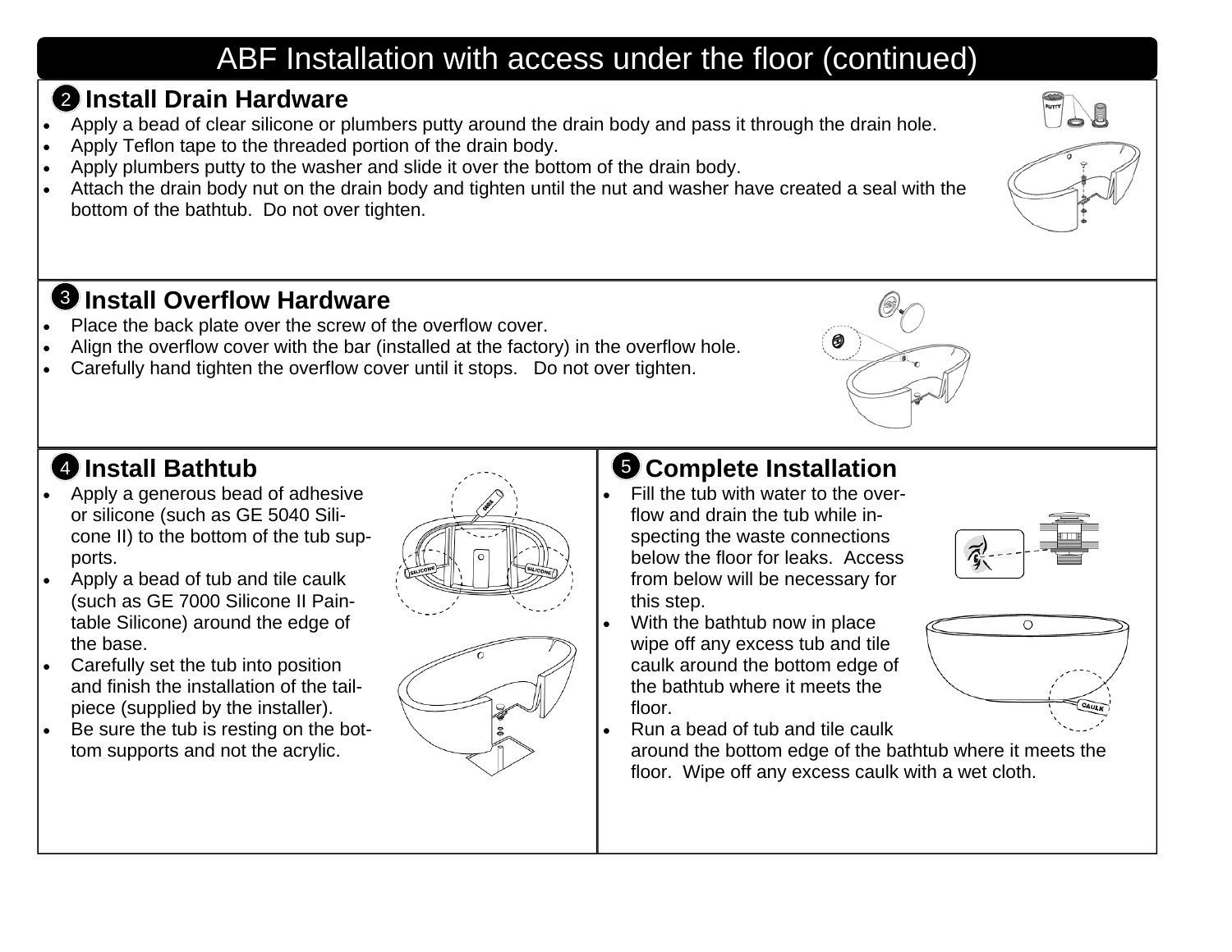# ABF Installation with access under the floor (continued)

## 2 Install Drain Hardware

- Apply a bead of clear silicone or plumbers putty around the drain body and pass it through the drain hole.
- Apply Teflon tape to the threaded portion of the drain body.
- Apply plumbers putty to the washer and slide it over the bottom of the drain body.
- Attach the drain body nut on the drain body and tighten until the nut and washer have created a seal with the bottom of the bathtub. Do not over tighten.

## 3 Install Overflow Hardware

- Place the back plate over the screw of the overflow cover.
- Align the overflow cover with the bar (installed at the factory) in the overflow hole.
- Carefully hand tighten the overflow cover until it stops. Do not over tighten.

## 4 Install Bathtub

- Apply a generous bead of adhesive or silicone (such as GE 5040 Silicone II) to the bottom of the tub supports.
- Apply a bead of tub and tile caulk (such as GE 7000 Silicone II Paintable Silicone) around the edge of the base.
- Carefully set the tub into position and finish the installation of the tailpiece (supplied by the installer).
- Be sure the tub is resting on the bottom supports and not the acrylic.

## 5 Complete Installation

- Fill the tub with water to the overflow and drain the tub while inspecting the waste connections below the floor for leaks. Access from below will be necessary for this step.
- With the bathtub now in place wipe off any excess tub and tile caulk around the bottom edge of the bathtub where it meets the floor.
- Run a bead of tub and tile caulk around the bottom edge of the bathtub where it meets the floor. Wipe off any excess caulk with a wet cloth.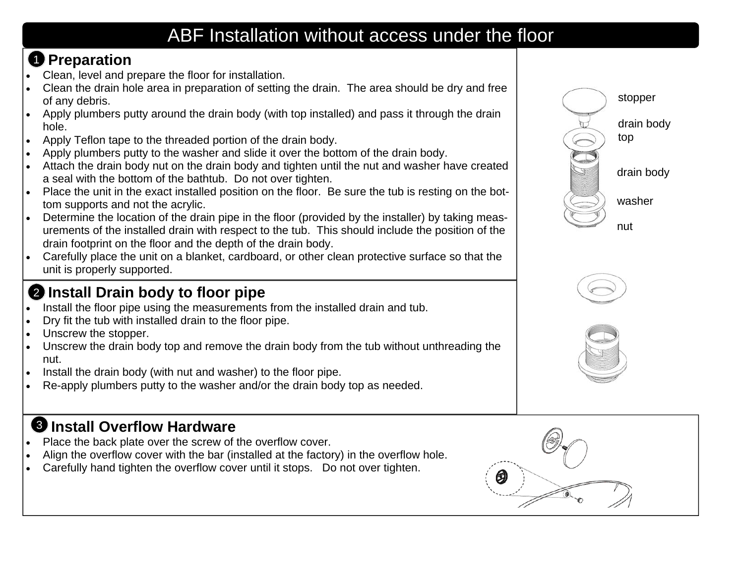# ABF Installation without access under the floor

## 1 Preparation

- Clean, level and prepare the floor for installation.
- Clean the drain hole area in preparation of setting the drain. The area should be dry and free of any debris.
- Apply plumbers putty around the drain body (with top installed) and pass it through the drain hole.
- Apply Teflon tape to the threaded portion of the drain body.
- Apply plumbers putty to the washer and slide it over the bottom of the drain body.
- Attach the drain body nut on the drain body and tighten until the nut and washer have created a seal with the bottom of the bathtub. Do not over tighten.
- Place the unit in the exact installed position on the floor. Be sure the tub is resting on the bottom supports and not the acrylic.
- Determine the location of the drain pipe in the floor (provided by the installer) by taking measurements of the installed drain with respect to the tub. This should include the position of the drain footprint on the floor and the depth of the drain body.
- Carefully place the unit on a blanket, cardboard, or other clean protective surface so that the unit is properly supported.

stopper

drain body top

drain body

washer

nut

## 2 Install Drain body to floor pipe

- Install the floor pipe using the measurements from the installed drain and tub.
- Dry fit the tub with installed drain to the floor pipe.
- Unscrew the stopper.
- Unscrew the drain body top and remove the drain body from the tub without unthreading the nut.
- Install the drain body (with nut and washer) to the floor pipe.
- Re-apply plumbers putty to the washer and/or the drain body top as needed.

## 3 Install Overflow Hardware

- Place the back plate over the screw of the overflow cover.
- Align the overflow cover with the bar (installed at the factory) in the overflow hole.
- Carefully hand tighten the overflow cover until it stops. Do not over tighten.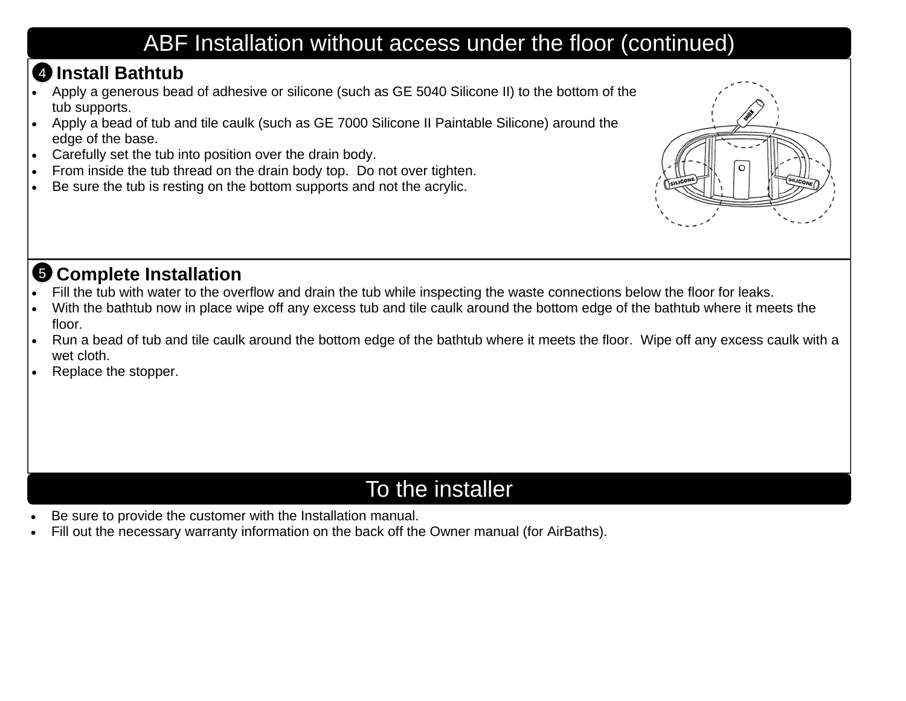# ABF Installation without access under the floor (continued)

## 4 Install Bathtub

- Apply a generous bead of adhesive or silicone (such as GE 5040 Silicone II) to the bottom of the tub supports.
- Apply a bead of tub and tile caulk (such as GE 7000 Silicone II Paintable Silicone) around the edge of the base.
- Carefully set the tub into position over the drain body.
- From inside the tub thread on the drain body top. Do not over tighten.
- Be sure the tub is resting on the bottom supports and not the acrylic.

## 5 Complete Installation

- Fill the tub with water to the overflow and drain the tub while inspecting the waste connections below the floor for leaks.
- With the bathtub now in place wipe off any excess tub and tile caulk around the bottom edge of the bathtub where it meets the floor.
- Run a bead of tub and tile caulk around the bottom edge of the bathtub where it meets the floor. Wipe off any excess caulk with a wet cloth.
- Replace the stopper.

# To the installer

- Be sure to provide the customer with the Installation manual.
- Fill out the necessary warranty information on the back off the Owner manual (for AirBaths).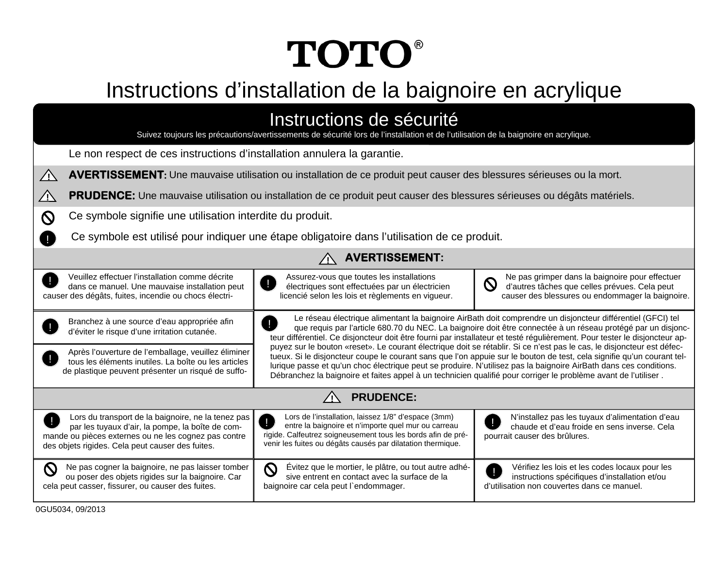# TOTO®

# Instructions d'installation de la baignoire en acrylique

## Instructions de sécurité

Suivez toujours les précautions/avertissements de sécurité lors de l'installation et de l'utilisation de la baignoire en acrylique.

Le non respect de ces instructions d'installation annulera la garantie.

⚠ **AVERTISSEMENT:** Une mauvaise utilisation ou installation de ce produit peut causer des blessures sérieuses ou la mort.

⚠ **PRUDENCE:** Une mauvaise utilisation ou installation de ce produit peut causer des blessures sérieuses ou dégâts matériels.

⊘ Ce symbole signifie une utilisation interdite du produit.

❗ Ce symbole est utilisé pour indiquer une étape obligatoire dans l'utilisation de ce produit.

### ⚠ AVERTISSEMENT:

❗ Veuillez effectuer l'installation comme décrite dans ce manuel. Une mauvaise installation peut causer des dégâts, fuites, incendie ou chocs électri-

❗ Assurez-vous que toutes les installations électriques sont effectuées par un électricien licencié selon les lois et règlements en vigueur.

⊘ Ne pas grimper dans la baignoire pour effectuer d'autres tâches que celles prévues. Cela peut causer des blessures ou endommager la baignoire.

❗ Branchez à une source d'eau appropriée afin d'éviter le risque d'une irritation cutanée.

❗ Après l'ouverture de l'emballage, veuillez éliminer tous les éléments inutiles. La boîte ou les articles de plastique peuvent présenter un risqué de suffo-

❗ Le réseau électrique alimentant la baignoire AirBath doit comprendre un disjoncteur différentiel (GFCI) tel que requis par l'article 680.70 du NEC. La baignoire doit être connectée à un réseau protégé par un disjoncteur différentiel. Ce disjoncteur doit être fourni par installateur et testé régulièrement. Pour tester le disjoncteur appuyez sur le bouton «reset». Le courant électrique doit se rétablir. Si ce n'est pas le cas, le disjoncteur est défectueux. Si le disjoncteur coupe le courant sans que l'on appuie sur le bouton de test, cela signifie qu'un courant tellurique passe et qu'un choc électrique peut se produire. N'utilisez pas la baignoire AirBath dans ces conditions. Débranchez la baignoire et faites appel à un technicien qualifié pour corriger le problème avant de l'utiliser .

### ⚠ PRUDENCE:

❗ Lors du transport de la baignoire, ne la tenez pas par les tuyaux d'air, la pompe, la boîte de commande ou pièces externes ou ne les cognez pas contre des objets rigides. Cela peut causer des fuites.

❗ Lors de l'installation, laissez 1/8" d'espace (3mm) entre la baignoire et n'importe quel mur ou carreau rigide. Calfeutrez soigneusement tous les bords afin de prévenir les fuites ou dégâts causés par dilatation thermique.

❗ N'installez pas les tuyaux d'alimentation d'eau chaude et d'eau froide en sens inverse. Cela pourrait causer des brûlures.

⊘ Ne pas cogner la baignoire, ne pas laisser tomber ou poser des objets rigides sur la baignoire. Car cela peut casser, fissurer, ou causer des fuites.

⊘ Évitez que le mortier, le plâtre, ou tout autre adhésive entrent en contact avec la surface de la baignoire car cela peut l`endommager.

❗ Vérifiez les lois et les codes locaux pour les instructions spécifiques d'installation et/ou d'utilisation non couvertes dans ce manuel.

0GU5034, 09/2013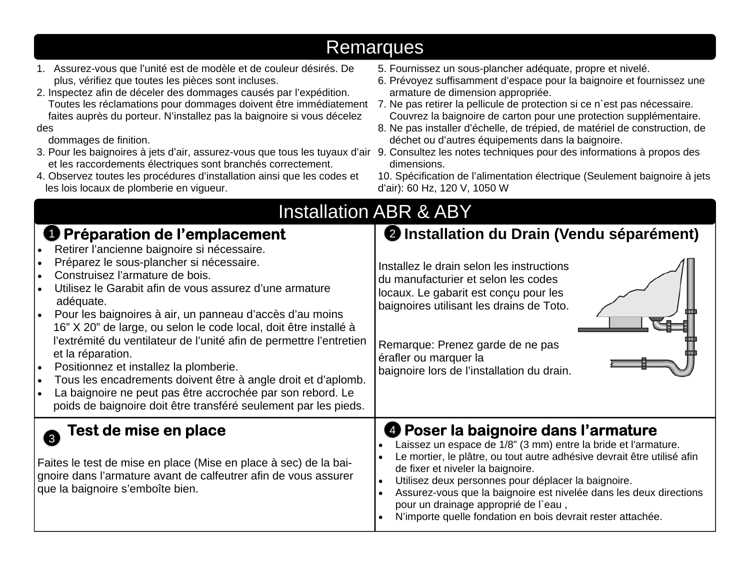# Remarques

1. Assurez-vous que l'unité est de modèle et de couleur désirés. De plus, vérifiez que toutes les pièces sont incluses.
2. Inspectez afin de déceler des dommages causés par l'expédition. Toutes les réclamations pour dommages doivent être immédiatement faites auprès du porteur. N'installez pas la baignoire si vous décelez des dommages de finition.
3. Pour les baignoires à jets d'air, assurez-vous que tous les tuyaux d'air et les raccordements électriques sont branchés correctement.
4. Observez toutes les procédures d'installation ainsi que les codes et les lois locaux de plomberie en vigueur.
5. Fournissez un sous-plancher adéquate, propre et nivelé.
6. Prévoyez suffisamment d'espace pour la baignoire et fournissez une armature de dimension appropriée.
7. Ne pas retirer la pellicule de protection si ce n`est pas nécessaire. Couvrez la baignoire de carton pour une protection supplémentaire.
8. Ne pas installer d'échelle, de trépied, de matériel de construction, de déchet ou d'autres équipements dans la baignoire.
9. Consultez les notes techniques pour des informations à propos des dimensions.
10. Spécification de l'alimentation électrique (Seulement baignoire à jets d'air): 60 Hz, 120 V, 1050 W

# Installation ABR & ABY

## 1 Préparation de l'emplacement

- Retirer l'ancienne baignoire si nécessaire.
- Préparez le sous-plancher si nécessaire.
- Construisez l'armature de bois.
- Utilisez le Garabit afin de vous assurez d'une armature adéquate.
- Pour les baignoires à air, un panneau d'accès d'au moins 16" X 20" de large, ou selon le code local, doit être installé à l'extrémité du ventilateur de l'unité afin de permettre l'entretien et la réparation.
- Positionnez et installez la plomberie.
- Tous les encadrements doivent être à angle droit et d'aplomb.
- La baignoire ne peut pas être accrochée par son rebord. Le poids de baignoire doit être transféré seulement par les pieds.

## 2 Installation du Drain (Vendu séparément)

Installez le drain selon les instructions du manufacturier et selon les codes locaux. Le gabarit est conçu pour les baignoires utilisant les drains de Toto.

Remarque: Prenez garde de ne pas érafler ou marquer la baignoire lors de l'installation du drain.

## 3 Test de mise en place

Faites le test de mise en place (Mise en place à sec) de la baignoire dans l'armature avant de calfeutrer afin de vous assurer que la baignoire s'emboîte bien.

## 4 Poser la baignoire dans l'armature

- Laissez un espace de 1/8" (3 mm) entre la bride et l'armature.
- Le mortier, le plâtre, ou tout autre adhésive devrait être utilisé afin de fixer et niveler la baignoire.
- Utilisez deux personnes pour déplacer la baignoire.
- Assurez-vous que la baignoire est nivelée dans les deux directions pour un drainage approprié de l`eau ,
- N'importe quelle fondation en bois devrait rester attachée.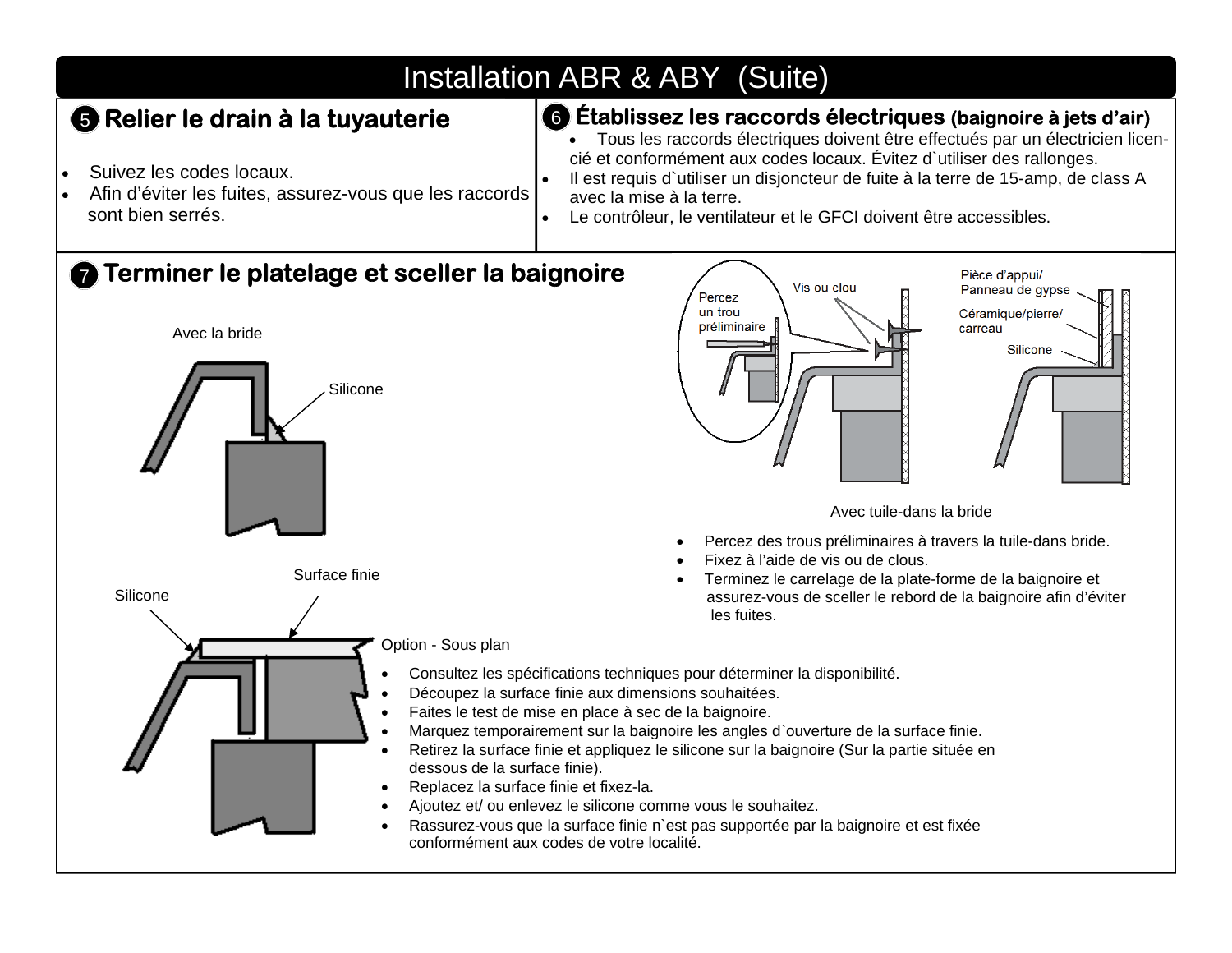# Installation ABR & ABY (Suite)

## 5 Relier le drain à la tuyauterie

- Suivez les codes locaux.
- Afin d'éviter les fuites, assurez-vous que les raccords sont bien serrés.

## 6 Établissez les raccords électriques (baignoire à jets d'air)

- Tous les raccords électriques doivent être effectués par un électricien licencié et conformément aux codes locaux. Évitez d`utiliser des rallonges.
- Il est requis d`utiliser un disjoncteur de fuite à la terre de 15-amp, de class A avec la mise à la terre.
- Le contrôleur, le ventilateur et le GFCI doivent être accessibles.

## 7 Terminer le platelage et sceller la baignoire

Avec la bride

Silicone

Percez un trou préliminaire

Vis ou clou

Pièce d'appui/ Panneau de gypse

Céramique/pierre/ carreau

Silicone

Avec tuile-dans la bride

- Percez des trous préliminaires à travers la tuile-dans bride.
- Fixez à l'aide de vis ou de clous.
- Terminez le carrelage de la plate-forme de la baignoire et assurez-vous de sceller le rebord de la baignoire afin d'éviter les fuites.

Surface finie

Silicone

Option - Sous plan

- Consultez les spécifications techniques pour déterminer la disponibilité.
- Découpez la surface finie aux dimensions souhaitées.
- Faites le test de mise en place à sec de la baignoire.
- Marquez temporairement sur la baignoire les angles d`ouverture de la surface finie.
- Retirez la surface finie et appliquez le silicone sur la baignoire (Sur la partie située en dessous de la surface finie).
- Replacez la surface finie et fixez-la.
- Ajoutez et/ ou enlevez le silicone comme vous le souhaitez.
- Rassurez-vous que la surface finie n`est pas supportée par la baignoire et est fixée conformément aux codes de votre localité.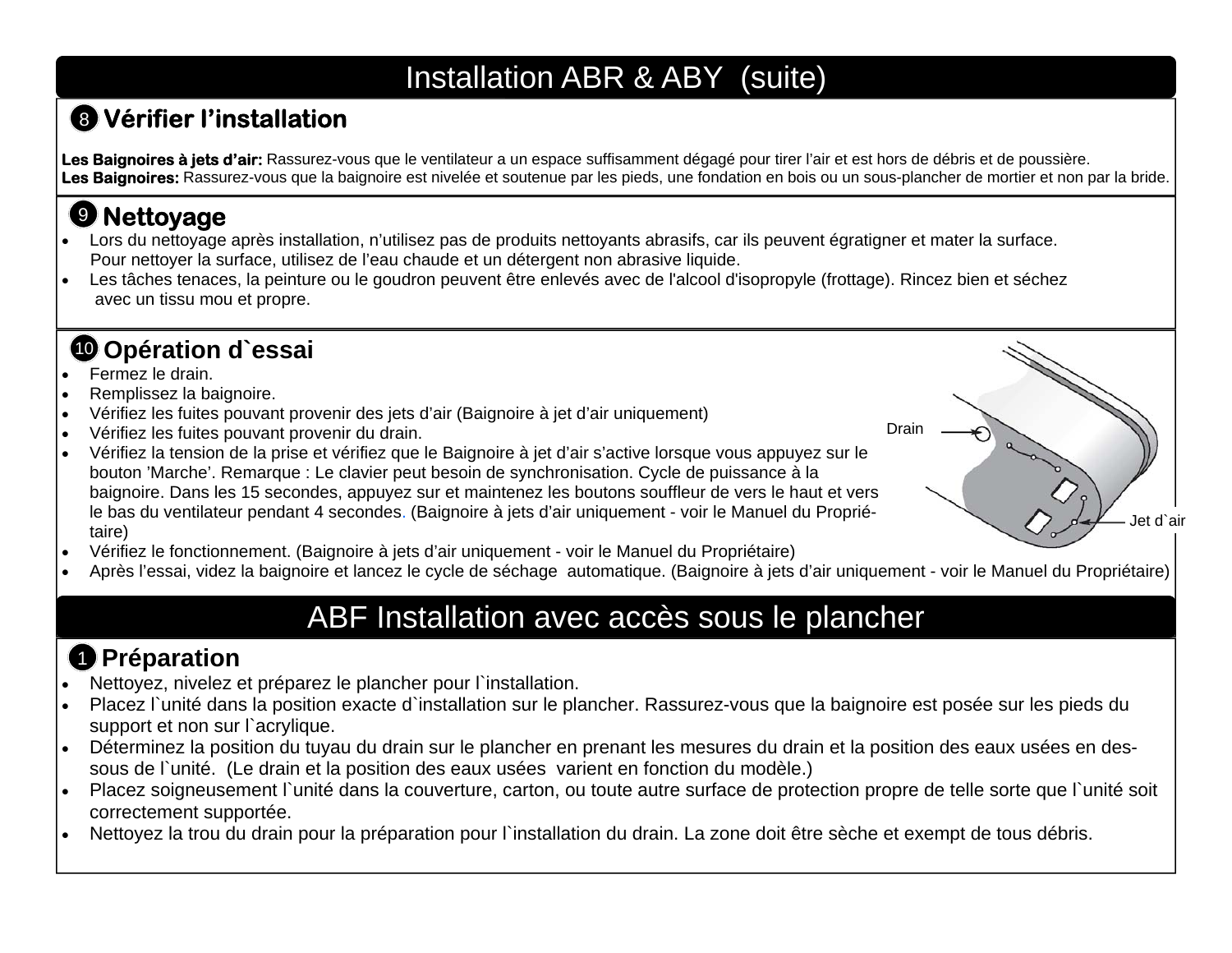# Installation ABR & ABY (suite)

## 8 Vérifier l'installation

**Les Baignoires à jets d'air:** Rassurez-vous que le ventilateur a un espace suffisamment dégagé pour tirer l'air et est hors de débris et de poussière.
**Les Baignoires:** Rassurez-vous que la baignoire est nivelée et soutenue par les pieds, une fondation en bois ou un sous-plancher de mortier et non par la bride.

## 9 Nettoyage

- Lors du nettoyage après installation, n'utilisez pas de produits nettoyants abrasifs, car ils peuvent égratigner et mater la surface. Pour nettoyer la surface, utilisez de l'eau chaude et un détergent non abrasive liquide.
- Les tâches tenaces, la peinture ou le goudron peuvent être enlevés avec de l'alcool d'isopropyle (frottage). Rincez bien et séchez avec un tissu mou et propre.

## 10 Opération d`essai

- Fermez le drain.
- Remplissez la baignoire.
- Vérifiez les fuites pouvant provenir des jets d'air (Baignoire à jet d'air uniquement)
- Vérifiez les fuites pouvant provenir du drain.
- Vérifiez la tension de la prise et vérifiez que le Baignoire à jet d'air s'active lorsque vous appuyez sur le bouton 'Marche'. Remarque : Le clavier peut besoin de synchronisation. Cycle de puissance à la baignoire. Dans les 15 secondes, appuyez sur et maintenez les boutons souffleur de vers le haut et vers le bas du ventilateur pendant 4 secondes. (Baignoire à jets d'air uniquement - voir le Manuel du Propriétaire)
- Vérifiez le fonctionnement. (Baignoire à jets d'air uniquement - voir le Manuel du Propriétaire)
- Après l'essai, videz la baignoire et lancez le cycle de séchage automatique. (Baignoire à jets d'air uniquement - voir le Manuel du Propriétaire)

Drain

Jet d`air

# ABF Installation avec accès sous le plancher

## 1 Préparation

- Nettoyez, nivelez et préparez le plancher pour l`installation.
- Placez l`unité dans la position exacte d`installation sur le plancher. Rassurez-vous que la baignoire est posée sur les pieds du support et non sur l`acrylique.
- Déterminez la position du tuyau du drain sur le plancher en prenant les mesures du drain et la position des eaux usées en dessous de l`unité. (Le drain et la position des eaux usées varient en fonction du modèle.)
- Placez soigneusement l`unité dans la couverture, carton, ou toute autre surface de protection propre de telle sorte que l`unité soit correctement supportée.
- Nettoyez la trou du drain pour la préparation pour l`installation du drain. La zone doit être sèche et exempt de tous débris.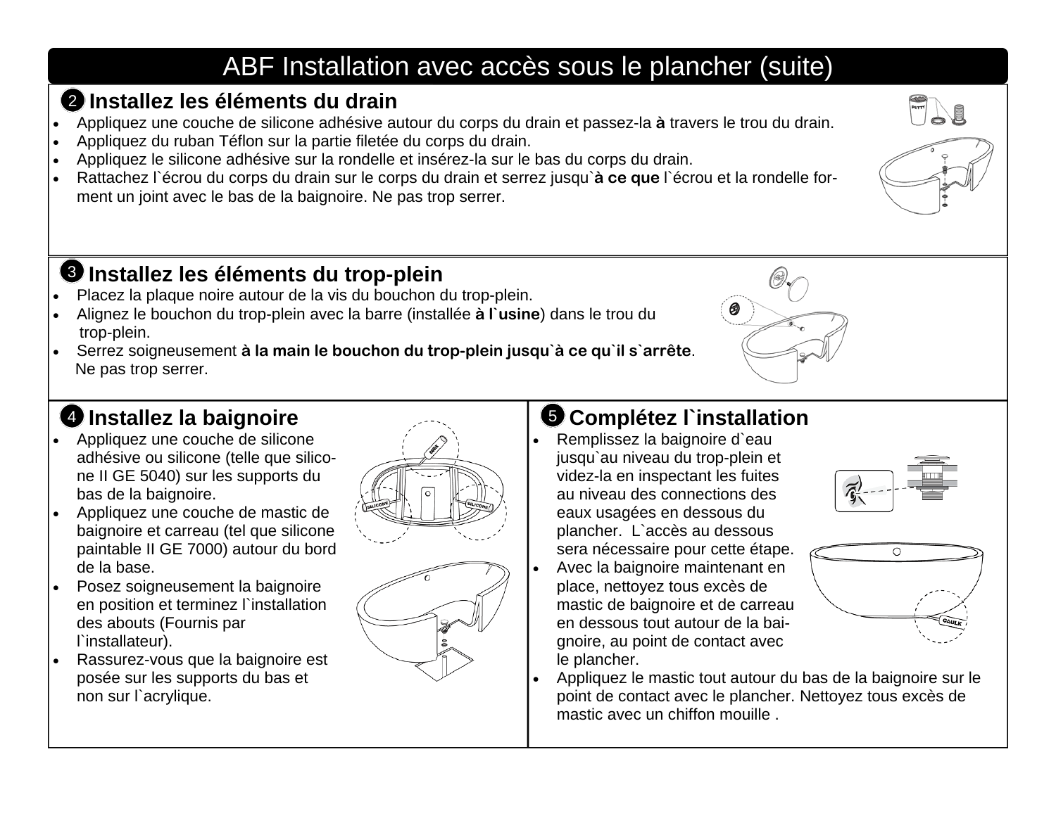# ABF Installation avec accès sous le plancher (suite)

## 2 Installez les éléments du drain

- Appliquez une couche de silicone adhésive autour du corps du drain et passez-la **à** travers le trou du drain.
- Appliquez du ruban Téflon sur la partie filetée du corps du drain.
- Appliquez le silicone adhésive sur la rondelle et insérez-la sur le bas du corps du drain.
- Rattachez l`écrou du corps du drain sur le corps du drain et serrez jusqu**`à ce que** l`écrou et la rondelle forment un joint avec le bas de la baignoire. Ne pas trop serrer.

## 3 Installez les éléments du trop-plein

- Placez la plaque noire autour de la vis du bouchon du trop-plein.
- Alignez le bouchon du trop-plein avec la barre (installée **à l`usine**) dans le trou du trop-plein.
- Serrez soigneusement **à la main le bouchon du trop-plein jusqu`à ce qu`il s`arrête**. Ne pas trop serrer.

## 4 Installez la baignoire

- Appliquez une couche de silicone adhésive ou silicone (telle que silicone II GE 5040) sur les supports du bas de la baignoire.
- Appliquez une couche de mastic de baignoire et carreau (tel que silicone paintable II GE 7000) autour du bord de la base.
- Posez soigneusement la baignoire en position et terminez l`installation des abouts (Fournis par l`installateur).
- Rassurez-vous que la baignoire est posée sur les supports du bas et non sur l`acrylique.

## 5 Complétez l`installation

- Remplissez la baignoire d`eau jusqu`au niveau du trop-plein et videz-la en inspectant les fuites au niveau des connections des eaux usagées en dessous du plancher. L`accès au dessous sera nécessaire pour cette étape.
- Avec la baignoire maintenant en place, nettoyez tous excès de mastic de baignoire et de carreau en dessous tout autour de la baignoire, au point de contact avec le plancher.
- Appliquez le mastic tout autour du bas de la baignoire sur le point de contact avec le plancher. Nettoyez tous excès de mastic avec un chiffon mouille .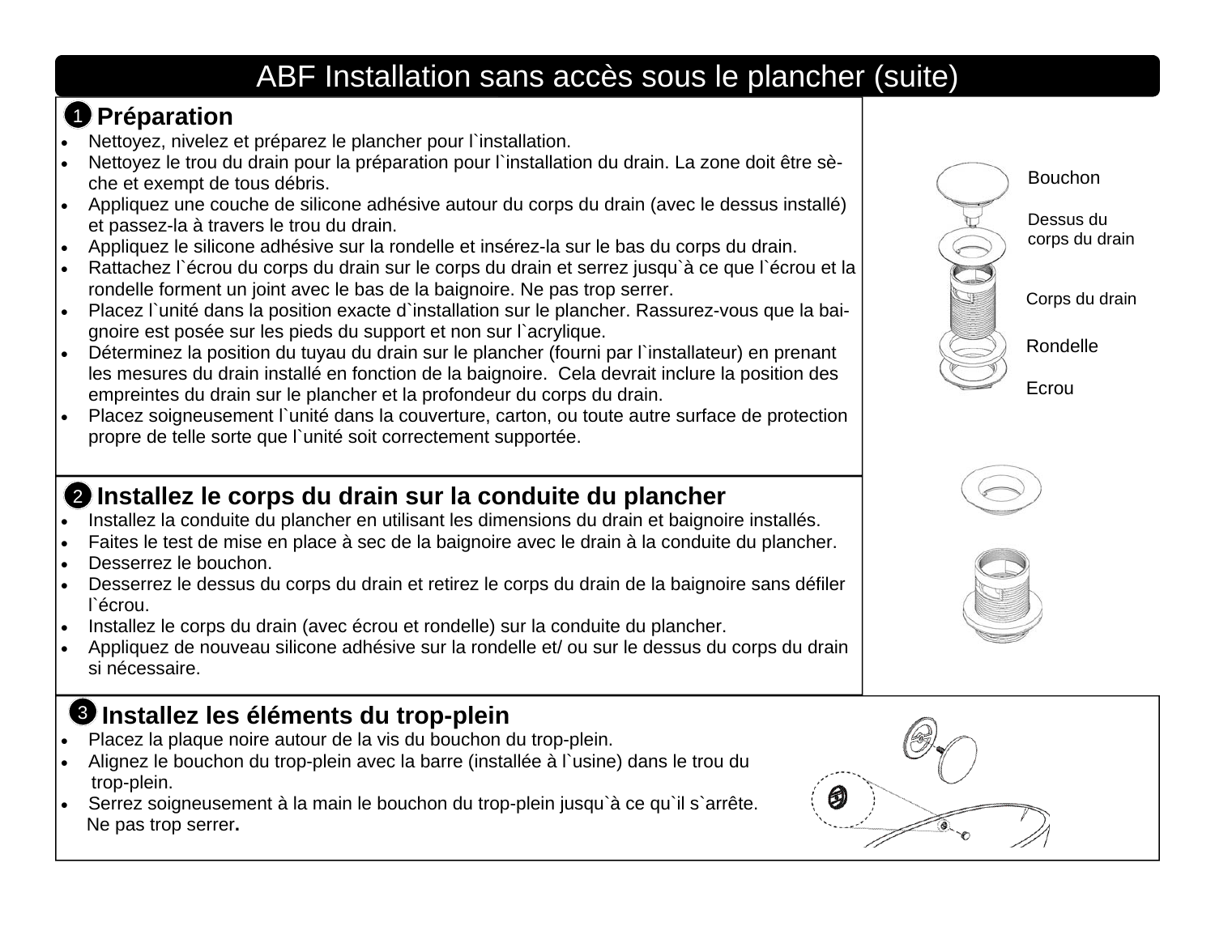# ABF Installation sans accès sous le plancher (suite)

## 1 Préparation

- Nettoyez, nivelez et préparez le plancher pour l`installation.
- Nettoyez le trou du drain pour la préparation pour l`installation du drain. La zone doit être sèche et exempt de tous débris.
- Appliquez une couche de silicone adhésive autour du corps du drain (avec le dessus installé) et passez-la à travers le trou du drain.
- Appliquez le silicone adhésive sur la rondelle et insérez-la sur le bas du corps du drain.
- Rattachez l`écrou du corps du drain sur le corps du drain et serrez jusqu`à ce que l`écrou et la rondelle forment un joint avec le bas de la baignoire. Ne pas trop serrer.
- Placez l`unité dans la position exacte d`installation sur le plancher. Rassurez-vous que la baignoire est posée sur les pieds du support et non sur l`acrylique.
- Déterminez la position du tuyau du drain sur le plancher (fourni par l`installateur) en prenant les mesures du drain installé en fonction de la baignoire. Cela devrait inclure la position des empreintes du drain sur le plancher et la profondeur du corps du drain.
- Placez soigneusement l`unité dans la couverture, carton, ou toute autre surface de protection propre de telle sorte que l`unité soit correctement supportée.

Bouchon

Dessus du corps du drain

Corps du drain

Rondelle

Ecrou

## 2 Installez le corps du drain sur la conduite du plancher

- Installez la conduite du plancher en utilisant les dimensions du drain et baignoire installés.
- Faites le test de mise en place à sec de la baignoire avec le drain à la conduite du plancher.
- Desserrez le bouchon.
- Desserrez le dessus du corps du drain et retirez le corps du drain de la baignoire sans défiler l`écrou.
- Installez le corps du drain (avec écrou et rondelle) sur la conduite du plancher.
- Appliquez de nouveau silicone adhésive sur la rondelle et/ ou sur le dessus du corps du drain si nécessaire.

## 3 Installez les éléments du trop-plein

- Placez la plaque noire autour de la vis du bouchon du trop-plein.
- Alignez le bouchon du trop-plein avec la barre (installée à l`usine) dans le trou du trop-plein.
- Serrez soigneusement à la main le bouchon du trop-plein jusqu`à ce qu`il s`arrête. Ne pas trop serrer**.**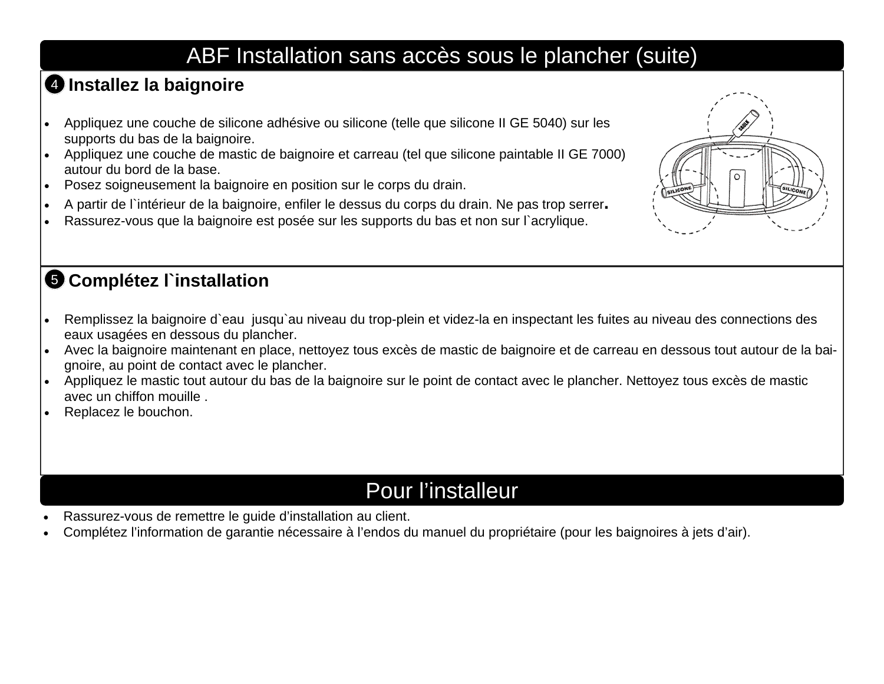# ABF Installation sans accès sous le plancher (suite)

## 4 Installez la baignoire

- Appliquez une couche de silicone adhésive ou silicone (telle que silicone II GE 5040) sur les supports du bas de la baignoire.
- Appliquez une couche de mastic de baignoire et carreau (tel que silicone paintable II GE 7000) autour du bord de la base.
- Posez soigneusement la baignoire en position sur le corps du drain.
- A partir de l`intérieur de la baignoire, enfiler le dessus du corps du drain. Ne pas trop serrer.
- Rassurez-vous que la baignoire est posée sur les supports du bas et non sur l`acrylique.

## 5 Complétez l`installation

- Remplissez la baignoire d`eau jusqu`au niveau du trop-plein et videz-la en inspectant les fuites au niveau des connections des eaux usagées en dessous du plancher.
- Avec la baignoire maintenant en place, nettoyez tous excès de mastic de baignoire et de carreau en dessous tout autour de la baignoire, au point de contact avec le plancher.
- Appliquez le mastic tout autour du bas de la baignoire sur le point de contact avec le plancher. Nettoyez tous excès de mastic avec un chiffon mouille .
- Replacez le bouchon.

# Pour l'installeur

- Rassurez-vous de remettre le guide d'installation au client.
- Complétez l'information de garantie nécessaire à l'endos du manuel du propriétaire (pour les baignoires à jets d'air).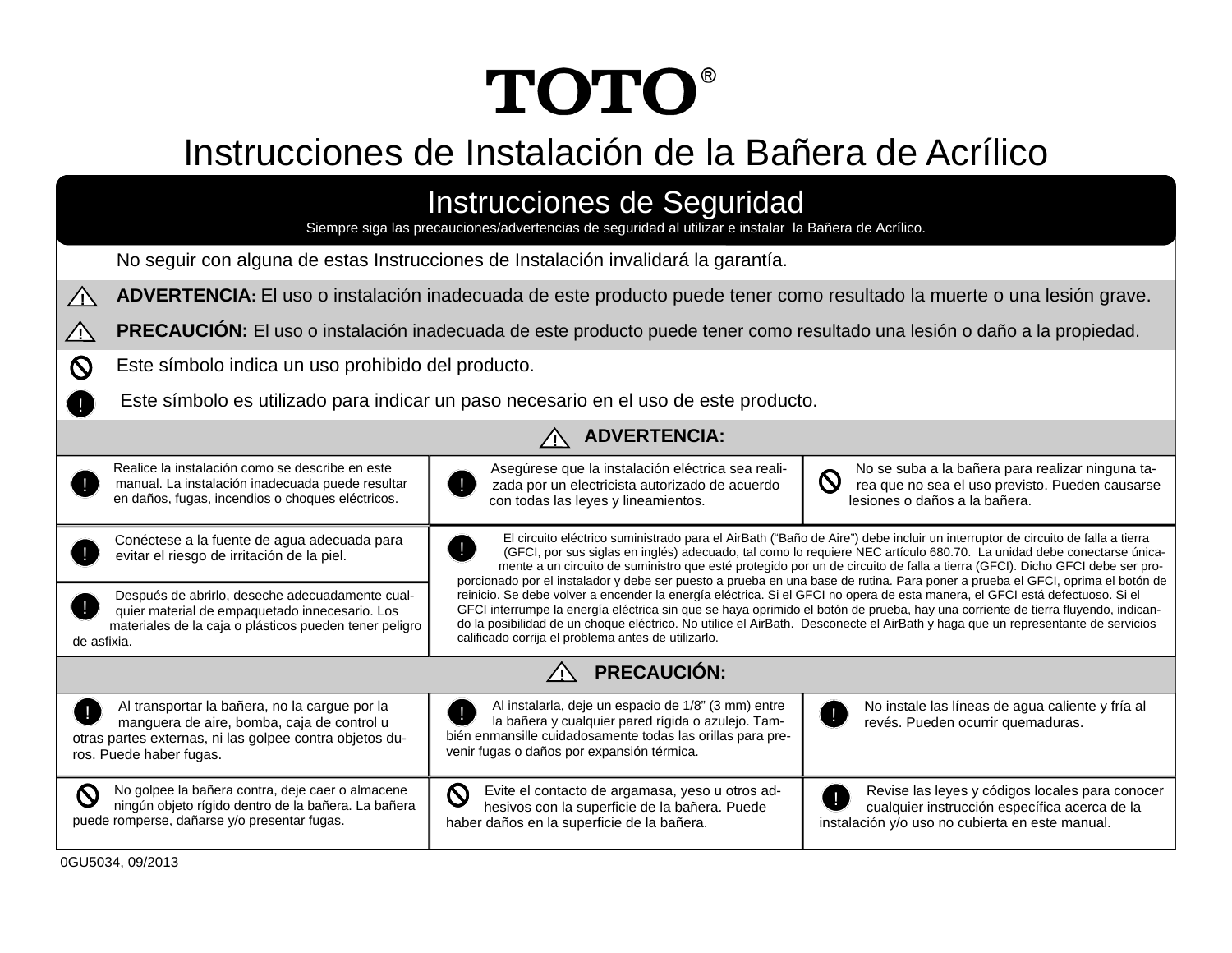# TOTO®

# Instrucciones de Instalación de la Bañera de Acrílico

## Instrucciones de Seguridad

Siempre siga las precauciones/advertencias de seguridad al utilizar e instalar la Bañera de Acrílico.

No seguir con alguna de estas Instrucciones de Instalación invalidará la garantía.

⚠ **ADVERTENCIA:** El uso o instalación inadecuada de este producto puede tener como resultado la muerte o una lesión grave.

⚠ **PRECAUCIÓN:** El uso o instalación inadecuada de este producto puede tener como resultado una lesión o daño a la propiedad.

⃠ Este símbolo indica un uso prohibido del producto.

❗ Este símbolo es utilizado para indicar un paso necesario en el uso de este producto.

### ⚠ ADVERTENCIA:

- ❗ Realice la instalación como se describe en este manual. La instalación inadecuada puede resultar en daños, fugas, incendios o choques eléctricos.
- ❗ Asegúrese que la instalación eléctrica sea realizada por un electricista autorizado de acuerdo con todas las leyes y lineamientos.
- ⃠ No se suba a la bañera para realizar ninguna tarea que no sea el uso previsto. Pueden causarse lesiones o daños a la bañera.
- ❗ Conéctese a la fuente de agua adecuada para evitar el riesgo de irritación de la piel.
- ❗ El circuito eléctrico suministrado para el AirBath ("Baño de Aire") debe incluir un interruptor de circuito de falla a tierra (GFCI, por sus siglas en inglés) adecuado, tal como lo requiere NEC artículo 680.70. La unidad debe conectarse únicamente a un circuito de suministro que esté protegido por un de circuito de falla a tierra (GFCI). Dicho GFCI debe ser proporcionado por el instalador y debe ser puesto a prueba en una base de rutina. Para poner a prueba el GFCI, oprima el botón de reinicio. Se debe volver a encender la energía eléctrica. Si el GFCI no opera de esta manera, el GFCI está defectuoso. Si el GFCI interrumpe la energía eléctrica sin que se haya oprimido el botón de prueba, hay una corriente de tierra fluyendo, indicando la posibilidad de un choque eléctrico. No utilice el AirBath. Desconecte el AirBath y haga que un representante de servicios calificado corrija el problema antes de utilizarlo.
- ❗ Después de abrirlo, deseche adecuadamente cualquier material de empaquetado innecesario. Los materiales de la caja o plásticos pueden tener peligro de asfixia.

### ⚠ PRECAUCIÓN:

- ❗ Al transportar la bañera, no la cargue por la manguera de aire, bomba, caja de control u otras partes externas, ni las golpee contra objetos duros. Puede haber fugas.
- ❗ Al instalarla, deje un espacio de 1/8" (3 mm) entre la bañera y cualquier pared rígida o azulejo. También enmansille cuidadosamente todas las orillas para prevenir fugas o daños por expansión térmica.
- ❗ No instale las líneas de agua caliente y fría al revés. Pueden ocurrir quemaduras.
- ⃠ No golpee la bañera contra, deje caer o almacene ningún objeto rígido dentro de la bañera. La bañera puede romperse, dañarse y/o presentar fugas.
- ⃠ Evite el contacto de argamasa, yeso u otros adhesivos con la superficie de la bañera. Puede haber daños en la superficie de la bañera.
- ❗ Revise las leyes y códigos locales para conocer cualquier instrucción específica acerca de la instalación y/o uso no cubierta en este manual.

0GU5034, 09/2013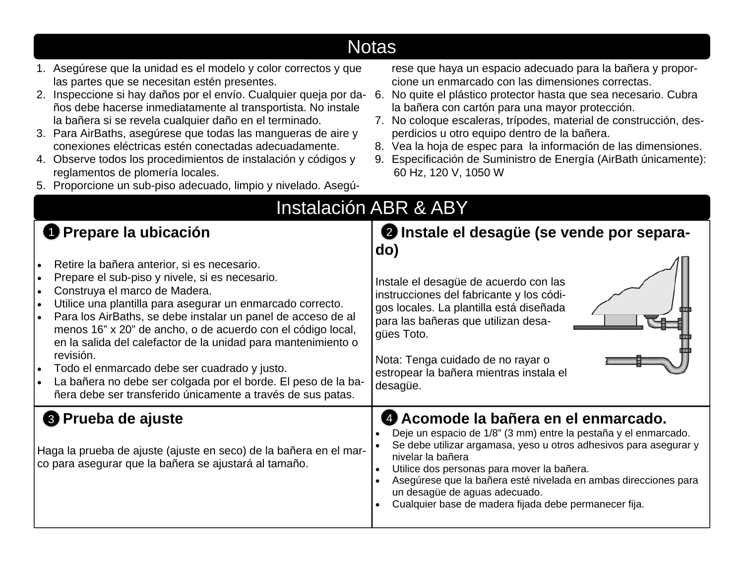# Notas

1. Asegúrese que la unidad es el modelo y color correctos y que las partes que se necesitan estén presentes.
2. Inspeccione si hay daños por el envío. Cualquier queja por daños debe hacerse inmediatamente al transportista. No instale la bañera si se revela cualquier daño en el terminado.
3. Para AirBaths, asegúrese que todas las mangueras de aire y conexiones eléctricas estén conectadas adecuadamente.
4. Observe todos los procedimientos de instalación y códigos y reglamentos de plomería locales.
5. Proporcione un sub-piso adecuado, limpio y nivelado. Asegúrese que haya un espacio adecuado para la bañera y proporcione un enmarcado con las dimensiones correctas.
6. No quite el plástico protector hasta que sea necesario. Cubra la bañera con cartón para una mayor protección.
7. No coloque escaleras, trípodes, material de construcción, desperdicios u otro equipo dentro de la bañera.
8. Vea la hoja de espec para la información de las dimensiones.
9. Especificación de Suministro de Energía (AirBath únicamente): 60 Hz, 120 V, 1050 W

# Instalación ABR & ABY

## 1 Prepare la ubicación

- Retire la bañera anterior, si es necesario.
- Prepare el sub-piso y nivele, si es necesario.
- Construya el marco de Madera.
- Utilice una plantilla para asegurar un enmarcado correcto.
- Para los AirBaths, se debe instalar un panel de acceso de al menos 16” x 20” de ancho, o de acuerdo con el código local, en la salida del calefactor de la unidad para mantenimiento o revisión.
- Todo el enmarcado debe ser cuadrado y justo.
- La bañera no debe ser colgada por el borde. El peso de la bañera debe ser transferido únicamente a través de sus patas.

## 2 Instale el desagüe (se vende por separado)

Instale el desagüe de acuerdo con las instrucciones del fabricante y los códigos locales. La plantilla está diseñada para las bañeras que utilizan desagües Toto.

Nota: Tenga cuidado de no rayar o estropear la bañera mientras instala el desagüe.

## 3 Prueba de ajuste

Haga la prueba de ajuste (ajuste en seco) de la bañera en el marco para asegurar que la bañera se ajustará al tamaño.

## 4 Acomode la bañera en el enmarcado.

- Deje un espacio de 1/8” (3 mm) entre la pestaña y el enmarcado.
- Se debe utilizar argamasa, yeso u otros adhesivos para asegurar y nivelar la bañera
- Utilice dos personas para mover la bañera.
- Asegúrese que la bañera esté nivelada en ambas direcciones para un desagüe de aguas adecuado.
- Cualquier base de madera fijada debe permanecer fija.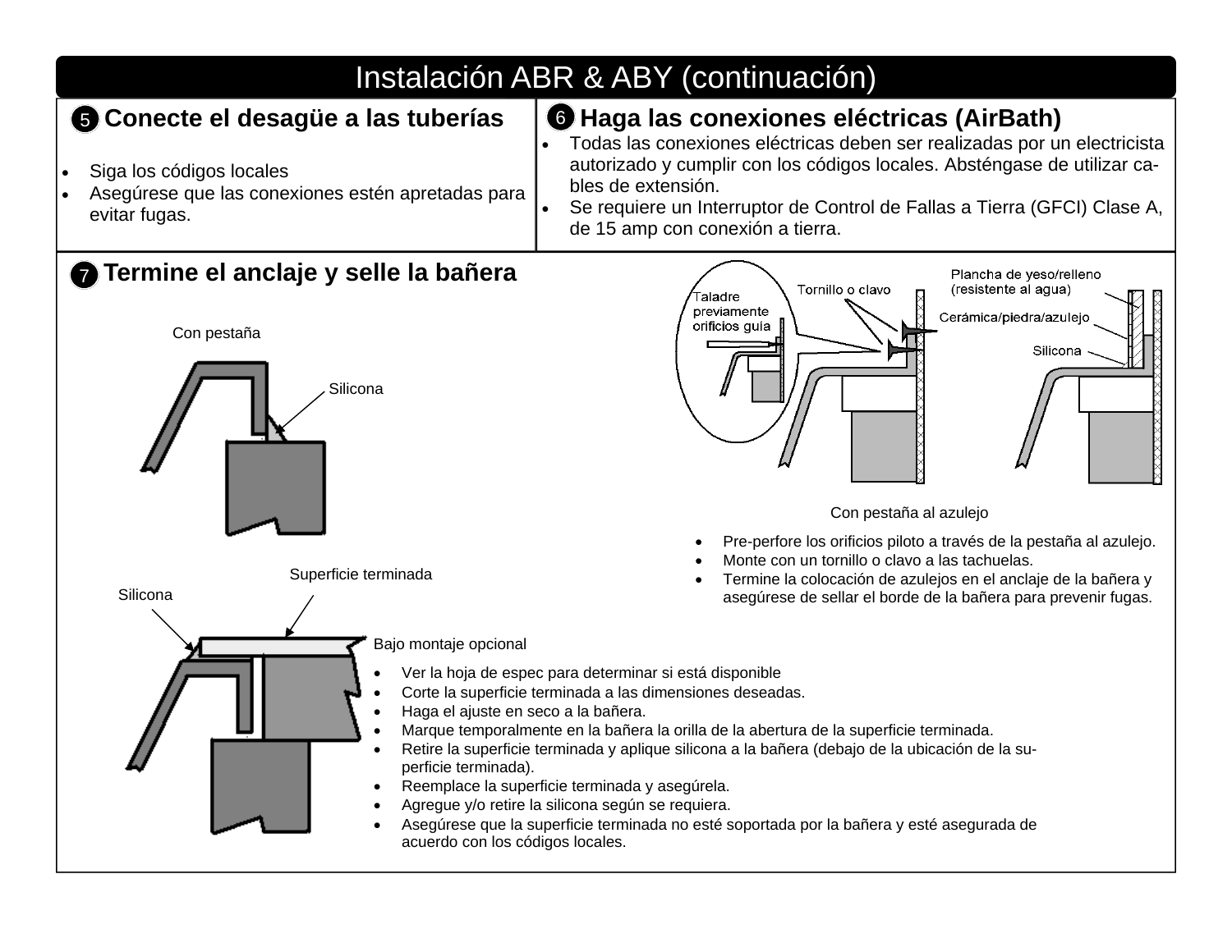# Instalación ABR & ABY (continuación)

## 5 Conecte el desagüe a las tuberías

- Siga los códigos locales
- Asegúrese que las conexiones estén apretadas para evitar fugas.

## 6 Haga las conexiones eléctricas (AirBath)

- Todas las conexiones eléctricas deben ser realizadas por un electricista autorizado y cumplir con los códigos locales. Absténgase de utilizar cables de extensión.
- Se requiere un Interruptor de Control de Fallas a Tierra (GFCI) Clase A, de 15 amp con conexión a tierra.

## 7 Termine el anclaje y selle la bañera

Con pestaña

Silicona

Taladre previamente orificios guía

Tornillo o clavo

Plancha de yeso/relleno (resistente al agua)

Cerámica/piedra/azulejo

Silicona

Con pestaña al azulejo

- Pre-perfore los orificios piloto a través de la pestaña al azulejo.
- Monte con un tornillo o clavo a las tachuelas.
- Termine la colocación de azulejos en el anclaje de la bañera y asegúrese de sellar el borde de la bañera para prevenir fugas.

Superficie terminada

Silicona

Bajo montaje opcional

- Ver la hoja de espec para determinar si está disponible
- Corte la superficie terminada a las dimensiones deseadas.
- Haga el ajuste en seco a la bañera.
- Marque temporalmente en la bañera la orilla de la abertura de la superficie terminada.
- Retire la superficie terminada y aplique silicona a la bañera (debajo de la ubicación de la superficie terminada).
- Reemplace la superficie terminada y asegúrela.
- Agregue y/o retire la silicona según se requiera.
- Asegúrese que la superficie terminada no esté soportada por la bañera y esté asegurada de acuerdo con los códigos locales.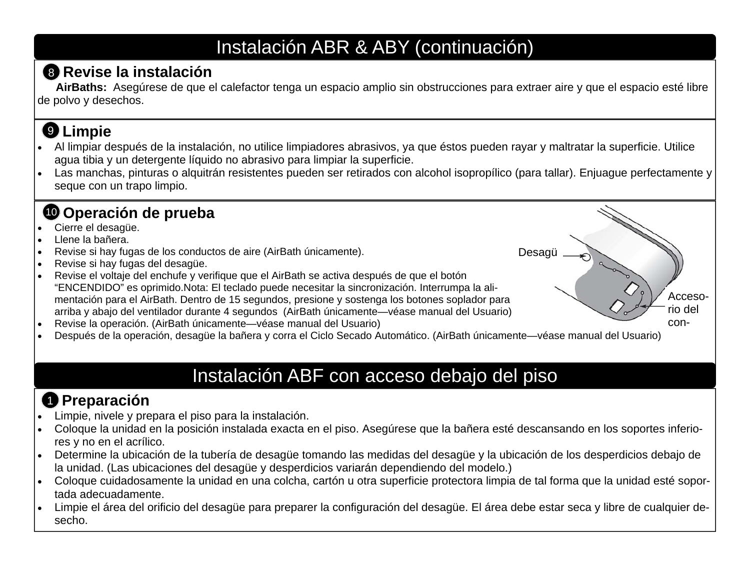# Instalación ABR & ABY (continuación)

## 8 Revise la instalación

**AirBaths:** Asegúrese de que el calefactor tenga un espacio amplio sin obstrucciones para extraer aire y que el espacio esté libre de polvo y desechos.

## 9 Limpie

- Al limpiar después de la instalación, no utilice limpiadores abrasivos, ya que éstos pueden rayar y maltratar la superficie. Utilice agua tibia y un detergente líquido no abrasivo para limpiar la superficie.
- Las manchas, pinturas o alquitrán resistentes pueden ser retirados con alcohol isopropílico (para tallar). Enjuague perfectamente y seque con un trapo limpio.

## 10 Operación de prueba

- Cierre el desagüe.
- Llene la bañera.
- Revise si hay fugas de los conductos de aire (AirBath únicamente).
- Revise si hay fugas del desagüe.
- Revise el voltaje del enchufe y verifique que el AirBath se activa después de que el botón "ENCENDIDO" es oprimido.Nota: El teclado puede necesitar la sincronización. Interrumpa la alimentación para el AirBath. Dentro de 15 segundos, presione y sostenga los botones soplador para arriba y abajo del ventilador durante 4 segundos (AirBath únicamente—véase manual del Usuario)
- Revise la operación. (AirBath únicamente—véase manual del Usuario)
- Después de la operación, desagüe la bañera y corra el Ciclo Secado Automático. (AirBath únicamente—véase manual del Usuario)

Desagü

Acceso-rio del con-

# Instalación ABF con acceso debajo del piso

## 1 Preparación

- Limpie, nivele y prepara el piso para la instalación.
- Coloque la unidad en la posición instalada exacta en el piso. Asegúrese que la bañera esté descansando en los soportes inferiores y no en el acrílico.
- Determine la ubicación de la tubería de desagüe tomando las medidas del desagüe y la ubicación de los desperdicios debajo de la unidad. (Las ubicaciones del desagüe y desperdicios variarán dependiendo del modelo.)
- Coloque cuidadosamente la unidad en una colcha, cartón u otra superficie protectora limpia de tal forma que la unidad esté soportada adecuadamente.
- Limpie el área del orificio del desagüe para preparer la configuración del desagüe. El área debe estar seca y libre de cualquier desecho.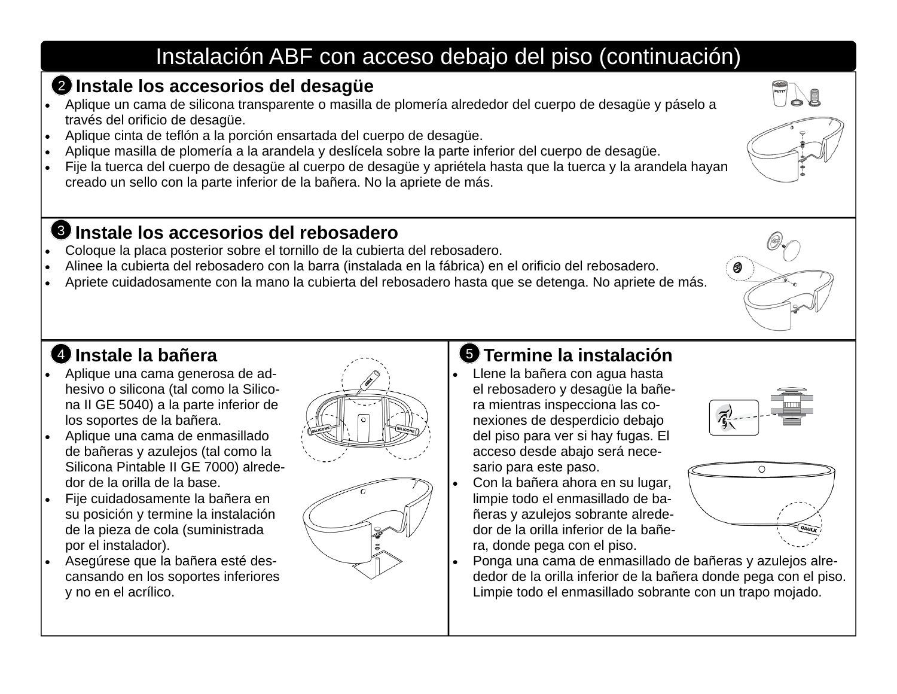# Instalación ABF con acceso debajo del piso (continuación)

## 2 Instale los accesorios del desagüe

- Aplique un cama de silicona transparente o masilla de plomería alrededor del cuerpo de desagüe y páselo a través del orificio de desagüe.
- Aplique cinta de teflón a la porción ensartada del cuerpo de desagüe.
- Aplique masilla de plomería a la arandela y deslícela sobre la parte inferior del cuerpo de desagüe.
- Fije la tuerca del cuerpo de desagüe al cuerpo de desagüe y apriétela hasta que la tuerca y la arandela hayan creado un sello con la parte inferior de la bañera. No la apriete de más.

## 3 Instale los accesorios del rebosadero

- Coloque la placa posterior sobre el tornillo de la cubierta del rebosadero.
- Alinee la cubierta del rebosadero con la barra (instalada en la fábrica) en el orificio del rebosadero.
- Apriete cuidadosamente con la mano la cubierta del rebosadero hasta que se detenga. No apriete de más.

## 4 Instale la bañera

- Aplique una cama generosa de adhesivo o silicona (tal como la Silicona II GE 5040) a la parte inferior de los soportes de la bañera.
- Aplique una cama de enmasillado de bañeras y azulejos (tal como la Silicona Pintable II GE 7000) alrededor de la orilla de la base.
- Fije cuidadosamente la bañera en su posición y termine la instalación de la pieza de cola (suministrada por el instalador).
- Asegúrese que la bañera esté descansando en los soportes inferiores y no en el acrílico.

## 5 Termine la instalación

- Llene la bañera con agua hasta el rebosadero y desagüe la bañera mientras inspecciona las conexiones de desperdicio debajo del piso para ver si hay fugas. El acceso desde abajo será necesario para este paso.
- Con la bañera ahora en su lugar, limpie todo el enmasillado de bañeras y azulejos sobrante alrededor de la orilla inferior de la bañera, donde pega con el piso.
- Ponga una cama de enmasillado de bañeras y azulejos alrededor de la orilla inferior de la bañera donde pega con el piso. Limpie todo el enmasillado sobrante con un trapo mojado.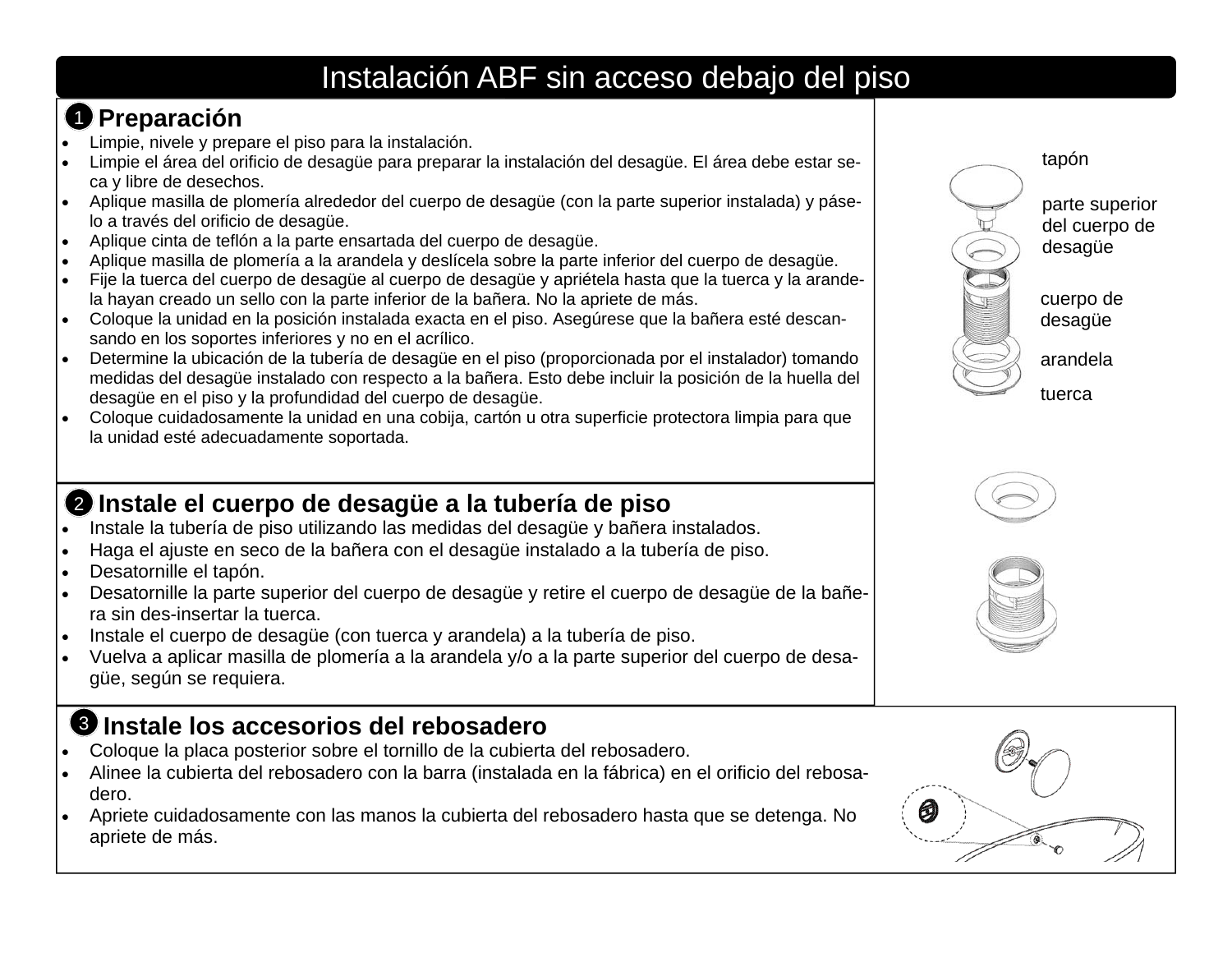# Instalación ABF sin acceso debajo del piso

## 1 Preparación

- Limpie, nivele y prepare el piso para la instalación.
- Limpie el área del orificio de desagüe para preparar la instalación del desagüe. El área debe estar seca y libre de desechos.
- Aplique masilla de plomería alrededor del cuerpo de desagüe (con la parte superior instalada) y páselo a través del orificio de desagüe.
- Aplique cinta de teflón a la parte ensartada del cuerpo de desagüe.
- Aplique masilla de plomería a la arandela y deslícela sobre la parte inferior del cuerpo de desagüe.
- Fije la tuerca del cuerpo de desagüe al cuerpo de desagüe y apriétela hasta que la tuerca y la arandela hayan creado un sello con la parte inferior de la bañera. No la apriete de más.
- Coloque la unidad en la posición instalada exacta en el piso. Asegúrese que la bañera esté descansando en los soportes inferiores y no en el acrílico.
- Determine la ubicación de la tubería de desagüe en el piso (proporcionada por el instalador) tomando medidas del desagüe instalado con respecto a la bañera. Esto debe incluir la posición de la huella del desagüe en el piso y la profundidad del cuerpo de desagüe.
- Coloque cuidadosamente la unidad en una cobija, cartón u otra superficie protectora limpia para que la unidad esté adecuadamente soportada.

tapón

parte superior del cuerpo de desagüe

cuerpo de desagüe

arandela

tuerca

## 2 Instale el cuerpo de desagüe a la tubería de piso

- Instale la tubería de piso utilizando las medidas del desagüe y bañera instalados.
- Haga el ajuste en seco de la bañera con el desagüe instalado a la tubería de piso.
- Desatornille el tapón.
- Desatornille la parte superior del cuerpo de desagüe y retire el cuerpo de desagüe de la bañera sin des-insertar la tuerca.
- Instale el cuerpo de desagüe (con tuerca y arandela) a la tubería de piso.
- Vuelva a aplicar masilla de plomería a la arandela y/o a la parte superior del cuerpo de desagüe, según se requiera.

## 3 Instale los accesorios del rebosadero

- Coloque la placa posterior sobre el tornillo de la cubierta del rebosadero.
- Alinee la cubierta del rebosadero con la barra (instalada en la fábrica) en el orificio del rebosadero.
- Apriete cuidadosamente con las manos la cubierta del rebosadero hasta que se detenga. No apriete de más.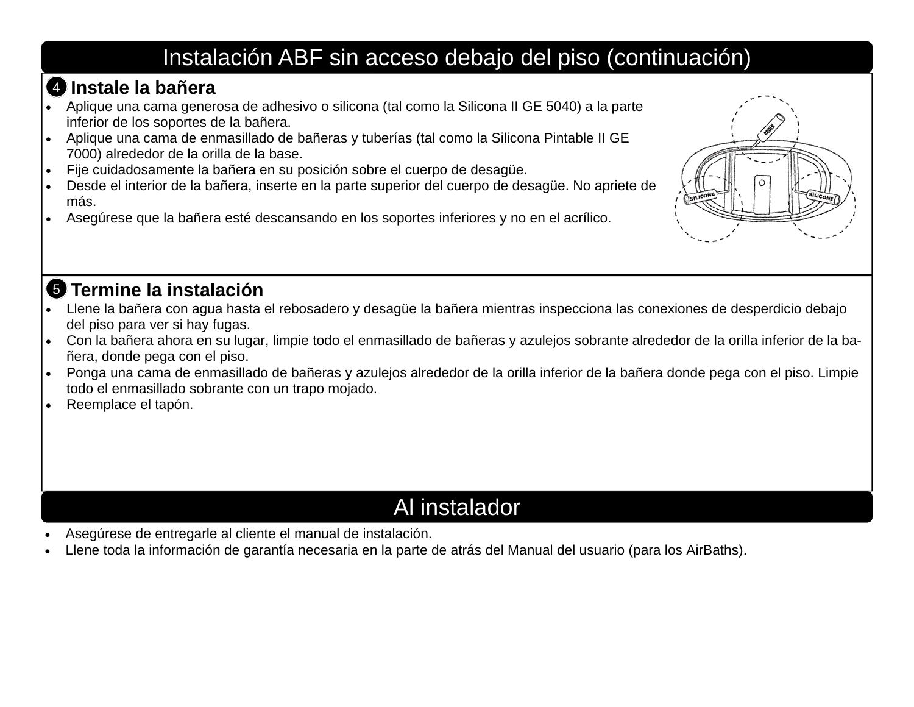# Instalación ABF sin acceso debajo del piso (continuación)

## 4 Instale la bañera

- Aplique una cama generosa de adhesivo o silicona (tal como la Silicona II GE 5040) a la parte inferior de los soportes de la bañera.
- Aplique una cama de enmasillado de bañeras y tuberías (tal como la Silicona Pintable II GE 7000) alrededor de la orilla de la base.
- Fije cuidadosamente la bañera en su posición sobre el cuerpo de desagüe.
- Desde el interior de la bañera, inserte en la parte superior del cuerpo de desagüe. No apriete de más.
- Asegúrese que la bañera esté descansando en los soportes inferiores y no en el acrílico.

## 5 Termine la instalación

- Llene la bañera con agua hasta el rebosadero y desagüe la bañera mientras inspecciona las conexiones de desperdicio debajo del piso para ver si hay fugas.
- Con la bañera ahora en su lugar, limpie todo el enmasillado de bañeras y azulejos sobrante alrededor de la orilla inferior de la bañera, donde pega con el piso.
- Ponga una cama de enmasillado de bañeras y azulejos alrededor de la orilla inferior de la bañera donde pega con el piso. Limpie todo el enmasillado sobrante con un trapo mojado.
- Reemplace el tapón.

# Al instalador

- Asegúrese de entregarle al cliente el manual de instalación.
- Llene toda la información de garantía necesaria en la parte de atrás del Manual del usuario (para los AirBaths).